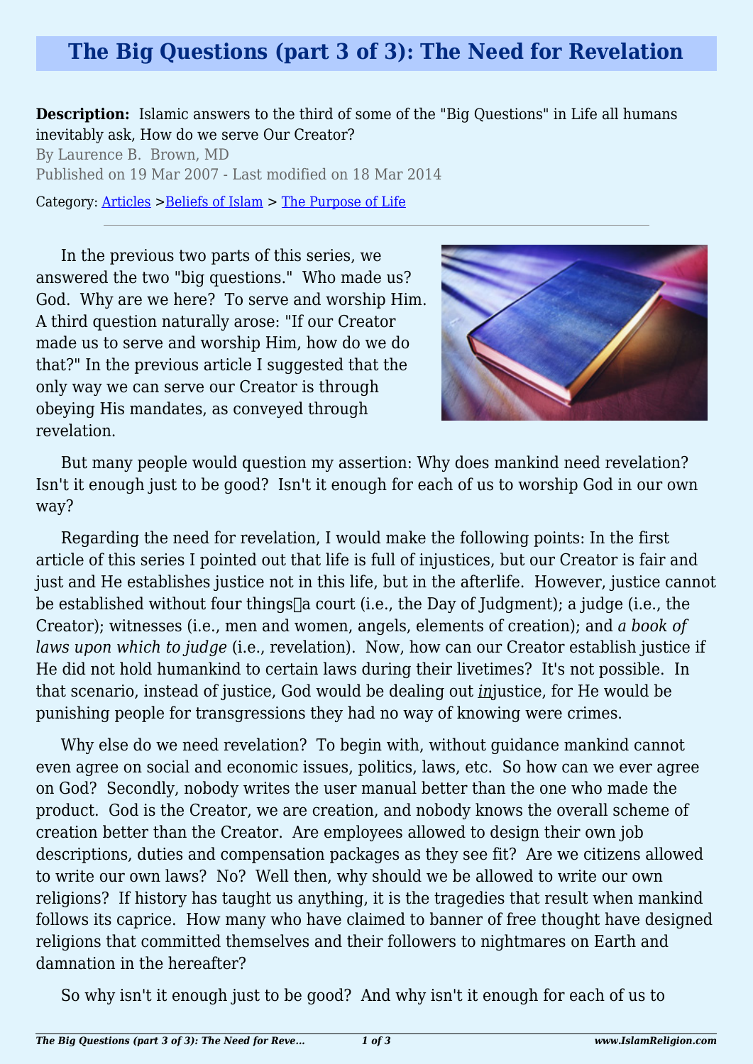# The Big Questions (part 3 of 3): The Need for Revelation

**Description:** Islamic answers to the third of some of the "Big Questions" in Life all humans inevitably ask, How do we serve Our Creator?

By Laurence B. Brown, MD

Published on 19 Mar 2007 - Last modified on 18 Mar 2014

Category: Articles >Beliefs of Islam > The Purpose of Life

---

In the previous two parts of this series, we answered the two "big questions." Who made us? God. Why are we here? To serve and worship Him. A third question naturally arose: "If our Creator made us to serve and worship Him, how do we do that?" In the previous article I suggested that the only way we can serve our Creator is through obeying His mandates, as conveyed through revelation.

But many people would question my assertion: Why does mankind need revelation? Isn't it enough just to be good? Isn't it enough for each of us to worship God in our own way?

Regarding the need for revelation, I would make the following points: In the first article of this series I pointed out that life is full of injustices, but our Creator is fair and just and He establishes justice not in this life, but in the afterlife. However, justice cannot be established without four things—a court (i.e., the Day of Judgment); a judge (i.e., the Creator); witnesses (i.e., men and women, angels, elements of creation); and *a book of laws upon which to judge* (i.e., revelation). Now, how can our Creator establish justice if He did not hold humankind to certain laws during their livetimes? It's not possible. In that scenario, instead of justice, God would be dealing out *in*justice, for He would be punishing people for transgressions they had no way of knowing were crimes.

Why else do we need revelation? To begin with, without guidance mankind cannot even agree on social and economic issues, politics, laws, etc. So how can we ever agree on God? Secondly, nobody writes the user manual better than the one who made the product. God is the Creator, we are creation, and nobody knows the overall scheme of creation better than the Creator. Are employees allowed to design their own job descriptions, duties and compensation packages as they see fit? Are we citizens allowed to write our own laws? No? Well then, why should we be allowed to write our own religions? If history has taught us anything, it is the tragedies that result when mankind follows its caprice. How many who have claimed to banner of free thought have designed religions that committed themselves and their followers to nightmares on Earth and damnation in the hereafter?

So why isn't it enough just to be good? And why isn't it enough for each of us to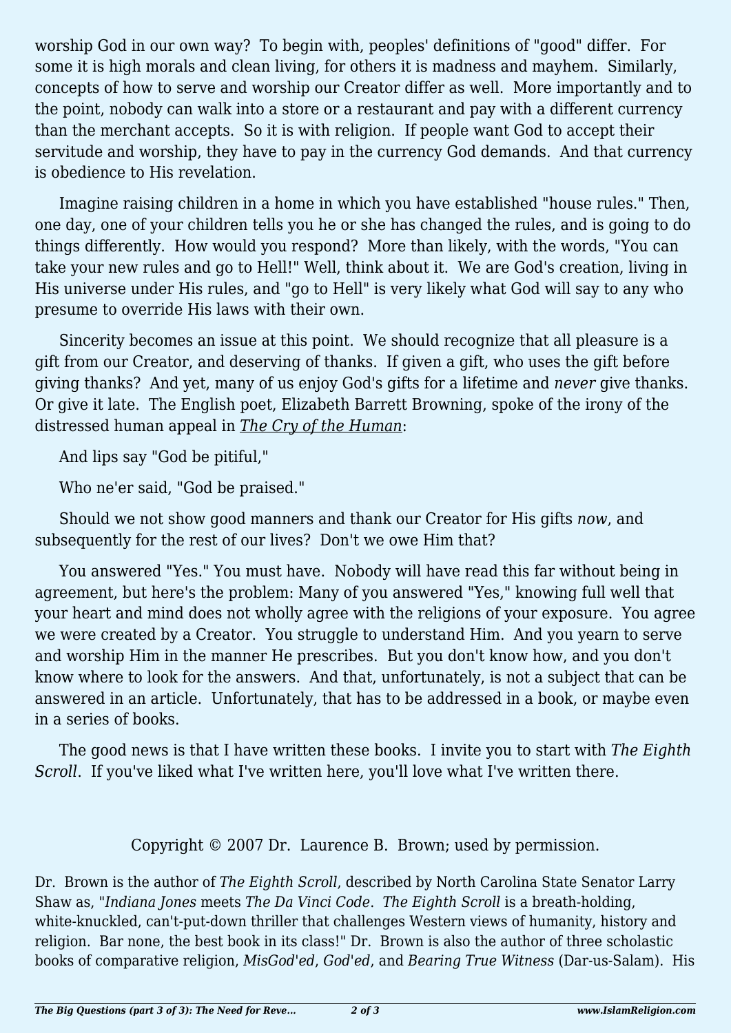worship God in our own way? To begin with, peoples' definitions of "good" differ. For some it is high morals and clean living, for others it is madness and mayhem. Similarly, concepts of how to serve and worship our Creator differ as well. More importantly and to the point, nobody can walk into a store or a restaurant and pay with a different currency than the merchant accepts. So it is with religion. If people want God to accept their servitude and worship, they have to pay in the currency God demands. And that currency is obedience to His revelation.

Imagine raising children in a home in which you have established "house rules." Then, one day, one of your children tells you he or she has changed the rules, and is going to do things differently. How would you respond? More than likely, with the words, "You can take your new rules and go to Hell!" Well, think about it. We are God's creation, living in His universe under His rules, and "go to Hell" is very likely what God will say to any who presume to override His laws with their own.

Sincerity becomes an issue at this point. We should recognize that all pleasure is a gift from our Creator, and deserving of thanks. If given a gift, who uses the gift before giving thanks? And yet, many of us enjoy God's gifts for a lifetime and *never* give thanks. Or give it late. The English poet, Elizabeth Barrett Browning, spoke of the irony of the distressed human appeal in *The Cry of the Human*:

And lips say "God be pitiful,"

Who ne'er said, "God be praised."

Should we not show good manners and thank our Creator for His gifts *now*, and subsequently for the rest of our lives? Don't we owe Him that?

You answered "Yes." You must have. Nobody will have read this far without being in agreement, but here's the problem: Many of you answered "Yes," knowing full well that your heart and mind does not wholly agree with the religions of your exposure. You agree we were created by a Creator. You struggle to understand Him. And you yearn to serve and worship Him in the manner He prescribes. But you don't know how, and you don't know where to look for the answers. And that, unfortunately, is not a subject that can be answered in an article. Unfortunately, that has to be addressed in a book, or maybe even in a series of books.

The good news is that I have written these books. I invite you to start with *The Eighth Scroll*. If you've liked what I've written here, you'll love what I've written there.

Copyright © 2007 Dr. Laurence B. Brown; used by permission.

Dr. Brown is the author of *The Eighth Scroll*, described by North Carolina State Senator Larry Shaw as, "*Indiana Jones* meets *The Da Vinci Code*. *The Eighth Scroll* is a breath-holding, white-knuckled, can't-put-down thriller that challenges Western views of humanity, history and religion. Bar none, the best book in its class!" Dr. Brown is also the author of three scholastic books of comparative religion, *MisGod'ed*, *God'ed*, and *Bearing True Witness* (Dar-us-Salam). His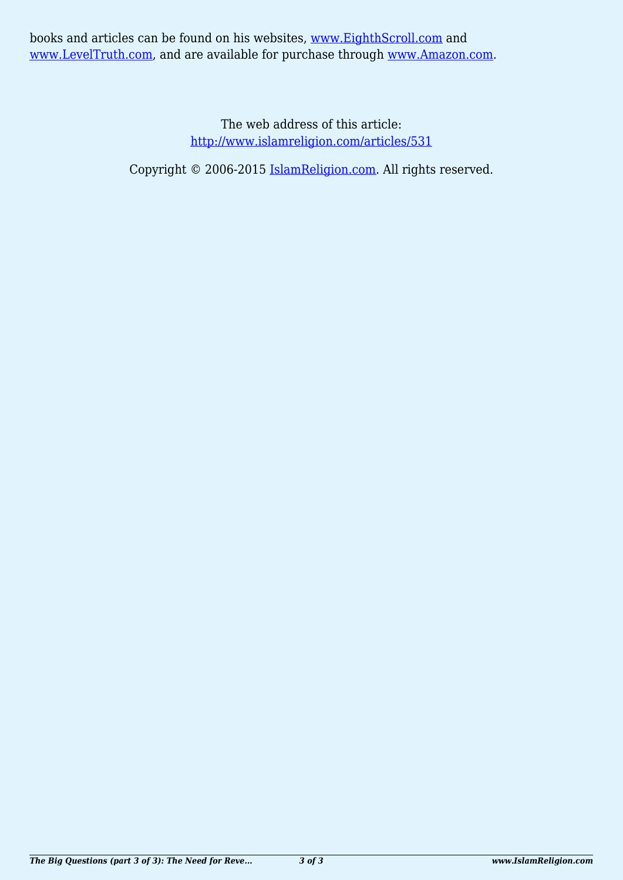books and articles can be found on his websites, [www.EighthScroll.com](http://www.EighthScroll.com) and [www.LevelTruth.com](http://www.LevelTruth.com), and are available for purchase through [www.Amazon.com](http://www.Amazon.com).

The web address of this article:
[http://www.islamreligion.com/articles/531](http://www.islamreligion.com/articles/531)

Copyright © 2006-2015 [IslamReligion.com](http://www.IslamReligion.com). All rights reserved.